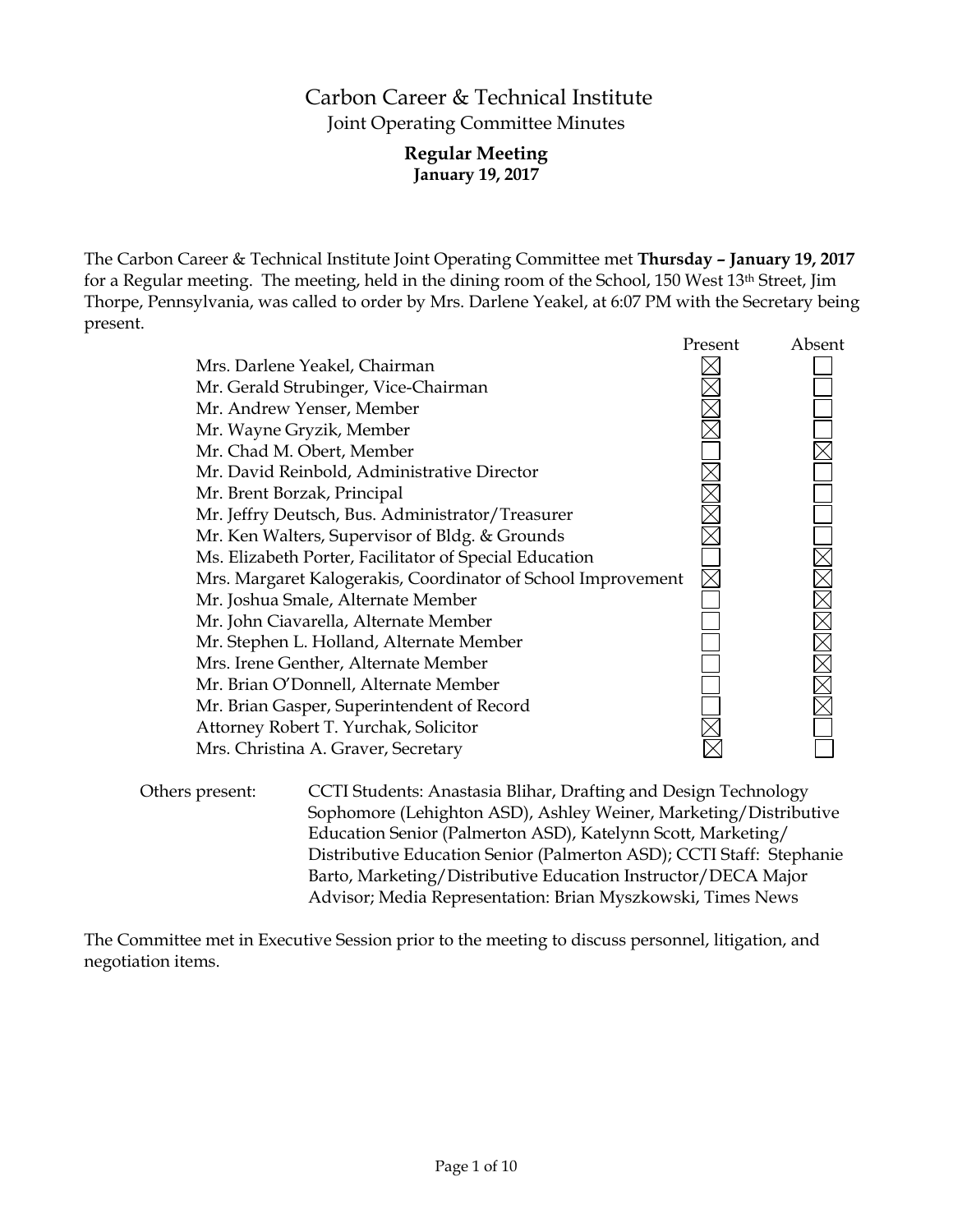# Carbon Career & Technical Institute

## Joint Operating Committee Minutes

### Regular Meeting
**January 19, 2017**

The Carbon Career & Technical Institute Joint Operating Committee met **Thursday – January 19, 2017** for a Regular meeting. The meeting, held in the dining room of the School, 150 West 13th Street, Jim Thorpe, Pennsylvania, was called to order by Mrs. Darlene Yeakel, at 6:07 PM with the Secretary being present.

| | Present | Absent |
|---|---|---|
| Mrs. Darlene Yeakel, Chairman | ☒ | ☐ |
| Mr. Gerald Strubinger, Vice-Chairman | ☒ | ☐ |
| Mr. Andrew Yenser, Member | ☒ | ☐ |
| Mr. Wayne Gryzik, Member | ☒ | ☐ |
| Mr. Chad M. Obert, Member | ☐ | ☒ |
| Mr. David Reinbold, Administrative Director | ☒ | ☐ |
| Mr. Brent Borzak, Principal | ☒ | ☐ |
| Mr. Jeffry Deutsch, Bus. Administrator/Treasurer | ☒ | ☐ |
| Mr. Ken Walters, Supervisor of Bldg. & Grounds | ☒ | ☐ |
| Ms. Elizabeth Porter, Facilitator of Special Education | ☐ | ☒ |
| Mrs. Margaret Kalogerakis, Coordinator of School Improvement | ☒ | ☒ |
| Mr. Joshua Smale, Alternate Member | ☐ | ☒ |
| Mr. John Ciavarella, Alternate Member | ☐ | ☒ |
| Mr. Stephen L. Holland, Alternate Member | ☐ | ☒ |
| Mrs. Irene Genther, Alternate Member | ☐ | ☒ |
| Mr. Brian O'Donnell, Alternate Member | ☐ | ☒ |
| Mr. Brian Gasper, Superintendent of Record | ☐ | ☒ |
| Attorney Robert T. Yurchak, Solicitor | ☒ | ☐ |
| Mrs. Christina A. Graver, Secretary | ☒ | ☐ |

Others present: CCTI Students: Anastasia Blihar, Drafting and Design Technology Sophomore (Lehighton ASD), Ashley Weiner, Marketing/Distributive Education Senior (Palmerton ASD), Katelynn Scott, Marketing/ Distributive Education Senior (Palmerton ASD); CCTI Staff: Stephanie Barto, Marketing/Distributive Education Instructor/DECA Major Advisor; Media Representation: Brian Myszkowski, Times News

The Committee met in Executive Session prior to the meeting to discuss personnel, litigation, and negotiation items.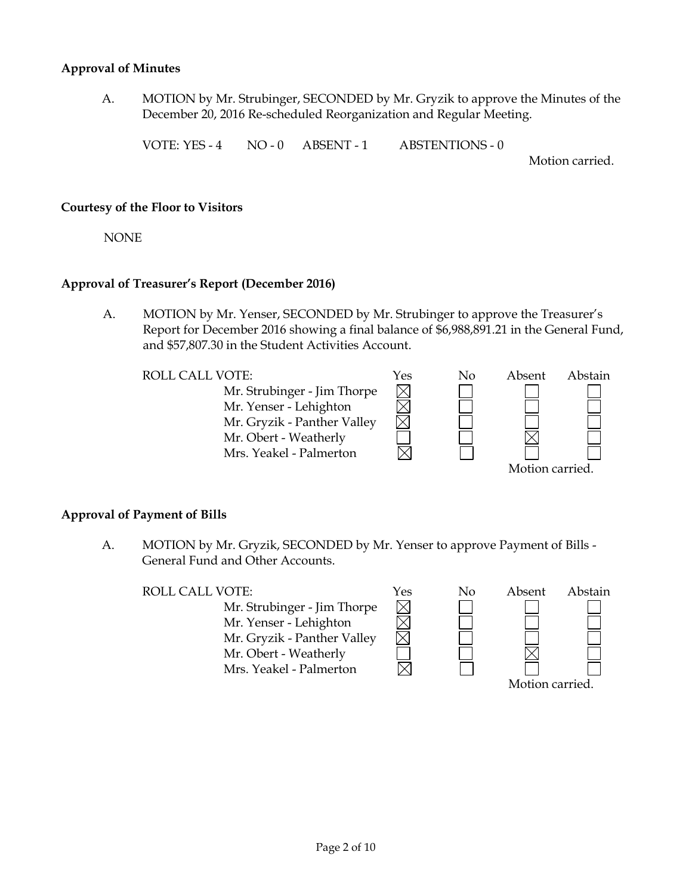**Approval of Minutes**

A. MOTION by Mr. Strubinger, SECONDED by Mr. Gryzik to approve the Minutes of the December 20, 2016 Re-scheduled Reorganization and Regular Meeting.

VOTE: YES - 4 NO - 0 ABSENT - 1 ABSTENTIONS - 0

Motion carried.

**Courtesy of the Floor to Visitors**

NONE

**Approval of Treasurer's Report (December 2016)**

A. MOTION by Mr. Yenser, SECONDED by Mr. Strubinger to approve the Treasurer's Report for December 2016 showing a final balance of $6,988,891.21 in the General Fund, and $57,807.30 in the Student Activities Account.

| ROLL CALL VOTE: | Yes | No | Absent | Abstain |
|---|---|---|---|---|
| Mr. Strubinger - Jim Thorpe | ☒ | ☐ | ☐ | ☐ |
| Mr. Yenser - Lehighton | ☒ | ☐ | ☐ | ☐ |
| Mr. Gryzik - Panther Valley | ☒ | ☐ | ☐ | ☐ |
| Mr. Obert - Weatherly | ☐ | ☐ | ☒ | ☐ |
| Mrs. Yeakel - Palmerton | ☒ | ☐ | ☐ | ☐ |

Motion carried.

**Approval of Payment of Bills**

A. MOTION by Mr. Gryzik, SECONDED by Mr. Yenser to approve Payment of Bills - General Fund and Other Accounts.

| ROLL CALL VOTE: | Yes | No | Absent | Abstain |
|---|---|---|---|---|
| Mr. Strubinger - Jim Thorpe | ☒ | ☐ | ☐ | ☐ |
| Mr. Yenser - Lehighton | ☒ | ☐ | ☐ | ☐ |
| Mr. Gryzik - Panther Valley | ☒ | ☐ | ☐ | ☐ |
| Mr. Obert - Weatherly | ☐ | ☐ | ☒ | ☐ |
| Mrs. Yeakel - Palmerton | ☒ | ☐ | ☐ | ☐ |

Motion carried.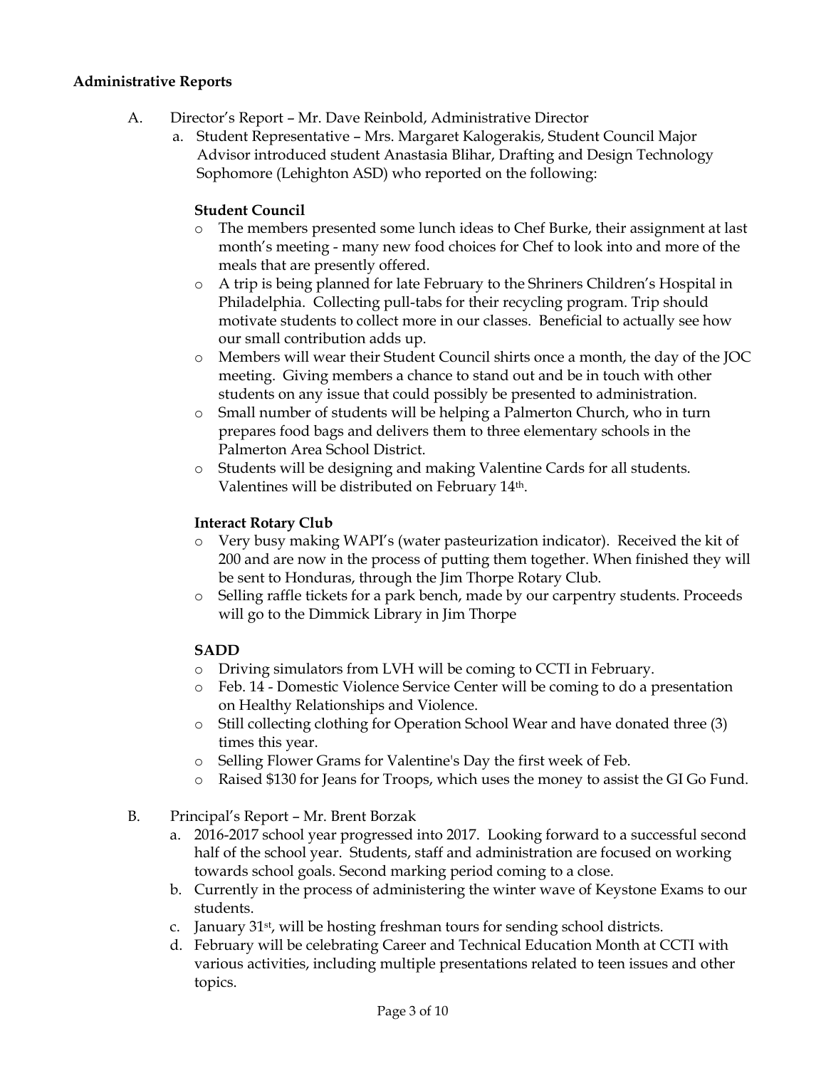**Administrative Reports**

A. Director's Report – Mr. Dave Reinbold, Administrative Director

a. Student Representative – Mrs. Margaret Kalogerakis, Student Council Major Advisor introduced student Anastasia Blihar, Drafting and Design Technology Sophomore (Lehighton ASD) who reported on the following:

**Student Council**

- The members presented some lunch ideas to Chef Burke, their assignment at last month's meeting - many new food choices for Chef to look into and more of the meals that are presently offered.
- A trip is being planned for late February to the Shriners Children's Hospital in Philadelphia. Collecting pull-tabs for their recycling program. Trip should motivate students to collect more in our classes. Beneficial to actually see how our small contribution adds up.
- Members will wear their Student Council shirts once a month, the day of the JOC meeting. Giving members a chance to stand out and be in touch with other students on any issue that could possibly be presented to administration.
- Small number of students will be helping a Palmerton Church, who in turn prepares food bags and delivers them to three elementary schools in the Palmerton Area School District.
- Students will be designing and making Valentine Cards for all students. Valentines will be distributed on February 14th.

**Interact Rotary Club**

- Very busy making WAPI's (water pasteurization indicator). Received the kit of 200 and are now in the process of putting them together. When finished they will be sent to Honduras, through the Jim Thorpe Rotary Club.
- Selling raffle tickets for a park bench, made by our carpentry students. Proceeds will go to the Dimmick Library in Jim Thorpe

**SADD**

- Driving simulators from LVH will be coming to CCTI in February.
- Feb. 14 - Domestic Violence Service Center will be coming to do a presentation on Healthy Relationships and Violence.
- Still collecting clothing for Operation School Wear and have donated three (3) times this year.
- Selling Flower Grams for Valentine's Day the first week of Feb.
- Raised $130 for Jeans for Troops, which uses the money to assist the GI Go Fund.

B. Principal's Report – Mr. Brent Borzak

a. 2016-2017 school year progressed into 2017. Looking forward to a successful second half of the school year. Students, staff and administration are focused on working towards school goals. Second marking period coming to a close.

b. Currently in the process of administering the winter wave of Keystone Exams to our students.

c. January 31st, will be hosting freshman tours for sending school districts.

d. February will be celebrating Career and Technical Education Month at CCTI with various activities, including multiple presentations related to teen issues and other topics.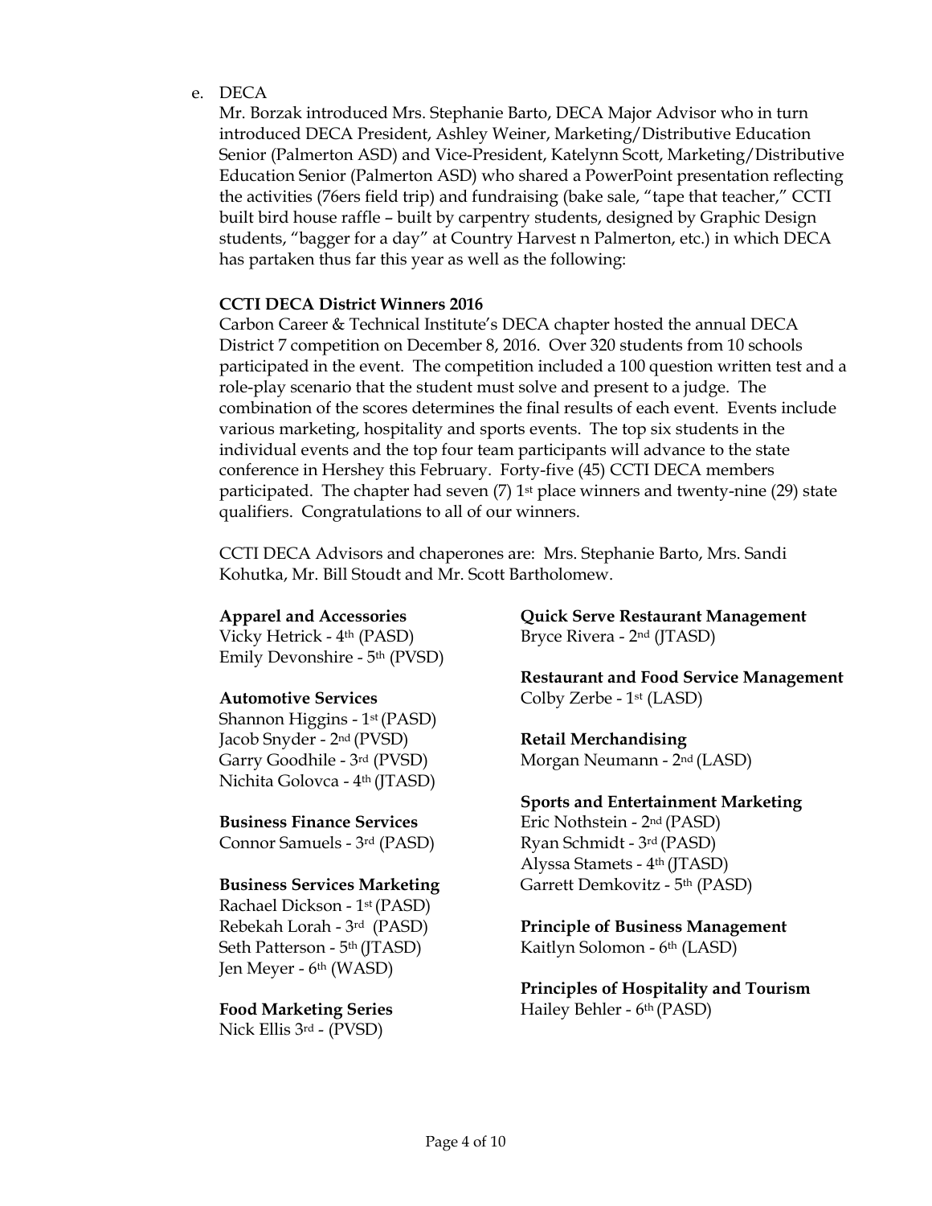e. DECA

Mr. Borzak introduced Mrs. Stephanie Barto, DECA Major Advisor who in turn introduced DECA President, Ashley Weiner, Marketing/Distributive Education Senior (Palmerton ASD) and Vice-President, Katelynn Scott, Marketing/Distributive Education Senior (Palmerton ASD) who shared a PowerPoint presentation reflecting the activities (76ers field trip) and fundraising (bake sale, "tape that teacher," CCTI built bird house raffle – built by carpentry students, designed by Graphic Design students, "bagger for a day" at Country Harvest n Palmerton, etc.) in which DECA has partaken thus far this year as well as the following:

**CCTI DECA District Winners 2016**

Carbon Career & Technical Institute's DECA chapter hosted the annual DECA District 7 competition on December 8, 2016. Over 320 students from 10 schools participated in the event. The competition included a 100 question written test and a role-play scenario that the student must solve and present to a judge. The combination of the scores determines the final results of each event. Events include various marketing, hospitality and sports events. The top six students in the individual events and the top four team participants will advance to the state conference in Hershey this February. Forty-five (45) CCTI DECA members participated. The chapter had seven (7) 1st place winners and twenty-nine (29) state qualifiers. Congratulations to all of our winners.

CCTI DECA Advisors and chaperones are: Mrs. Stephanie Barto, Mrs. Sandi Kohutka, Mr. Bill Stoudt and Mr. Scott Bartholomew.

**Apparel and Accessories**
Vicky Hetrick - 4th (PASD)
Emily Devonshire - 5th (PVSD)

**Automotive Services**
Shannon Higgins - 1st (PASD)
Jacob Snyder - 2nd (PVSD)
Garry Goodhile - 3rd (PVSD)
Nichita Golovca - 4th (JTASD)

**Business Finance Services**
Connor Samuels - 3rd (PASD)

**Business Services Marketing**
Rachael Dickson - 1st (PASD)
Rebekah Lorah - 3rd (PASD)
Seth Patterson - 5th (JTASD)
Jen Meyer - 6th (WASD)

**Food Marketing Series**
Nick Ellis 3rd - (PVSD)

**Quick Serve Restaurant Management**
Bryce Rivera - 2nd (JTASD)

**Restaurant and Food Service Management**
Colby Zerbe - 1st (LASD)

**Retail Merchandising**
Morgan Neumann - 2nd (LASD)

**Sports and Entertainment Marketing**
Eric Nothstein - 2nd (PASD)
Ryan Schmidt - 3rd (PASD)
Alyssa Stamets - 4th (JTASD)
Garrett Demkovitz - 5th (PASD)

**Principle of Business Management**
Kaitlyn Solomon - 6th (LASD)

**Principles of Hospitality and Tourism**
Hailey Behler - 6th (PASD)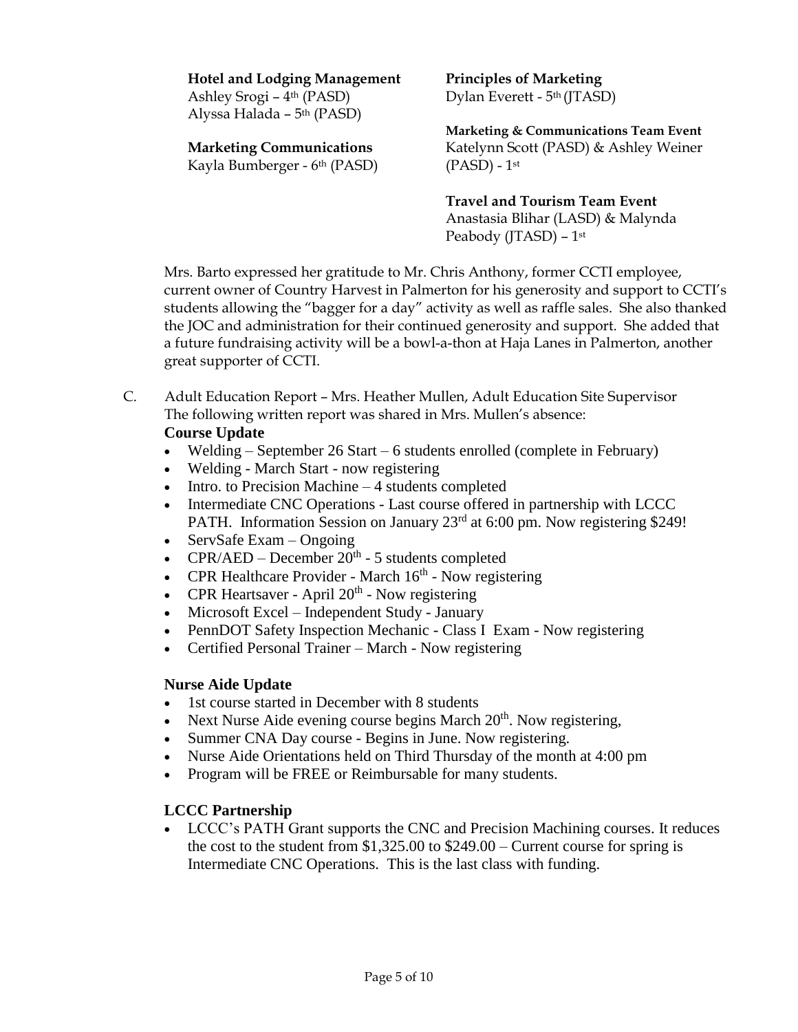**Hotel and Lodging Management**
Ashley Srogi – 4th (PASD)
Alyssa Halada – 5th (PASD)

**Marketing Communications**
Kayla Bumberger - 6th (PASD)

**Principles of Marketing**
Dylan Everett - 5th (JTASD)

**Marketing & Communications Team Event**
Katelynn Scott (PASD) & Ashley Weiner (PASD) - 1st

**Travel and Tourism Team Event**
Anastasia Blihar (LASD) & Malynda Peabody (JTASD) – 1st

Mrs. Barto expressed her gratitude to Mr. Chris Anthony, former CCTI employee, current owner of Country Harvest in Palmerton for his generosity and support to CCTI's students allowing the "bagger for a day" activity as well as raffle sales. She also thanked the JOC and administration for their continued generosity and support. She added that a future fundraising activity will be a bowl-a-thon at Haja Lanes in Palmerton, another great supporter of CCTI.

C. Adult Education Report – Mrs. Heather Mullen, Adult Education Site Supervisor
The following written report was shared in Mrs. Mullen's absence:

**Course Update**

- Welding – September 26 Start – 6 students enrolled (complete in February)
- Welding - March Start - now registering
- Intro. to Precision Machine – 4 students completed
- Intermediate CNC Operations - Last course offered in partnership with LCCC PATH. Information Session on January 23rd at 6:00 pm. Now registering $249!
- ServSafe Exam – Ongoing
- CPR/AED – December 20th - 5 students completed
- CPR Healthcare Provider - March 16th - Now registering
- CPR Heartsaver - April 20th - Now registering
- Microsoft Excel – Independent Study - January
- PennDOT Safety Inspection Mechanic - Class I Exam - Now registering
- Certified Personal Trainer – March - Now registering

**Nurse Aide Update**

- 1st course started in December with 8 students
- Next Nurse Aide evening course begins March 20th. Now registering,
- Summer CNA Day course - Begins in June. Now registering.
- Nurse Aide Orientations held on Third Thursday of the month at 4:00 pm
- Program will be FREE or Reimbursable for many students.

**LCCC Partnership**

- LCCC's PATH Grant supports the CNC and Precision Machining courses. It reduces the cost to the student from $1,325.00 to $249.00 – Current course for spring is Intermediate CNC Operations. This is the last class with funding.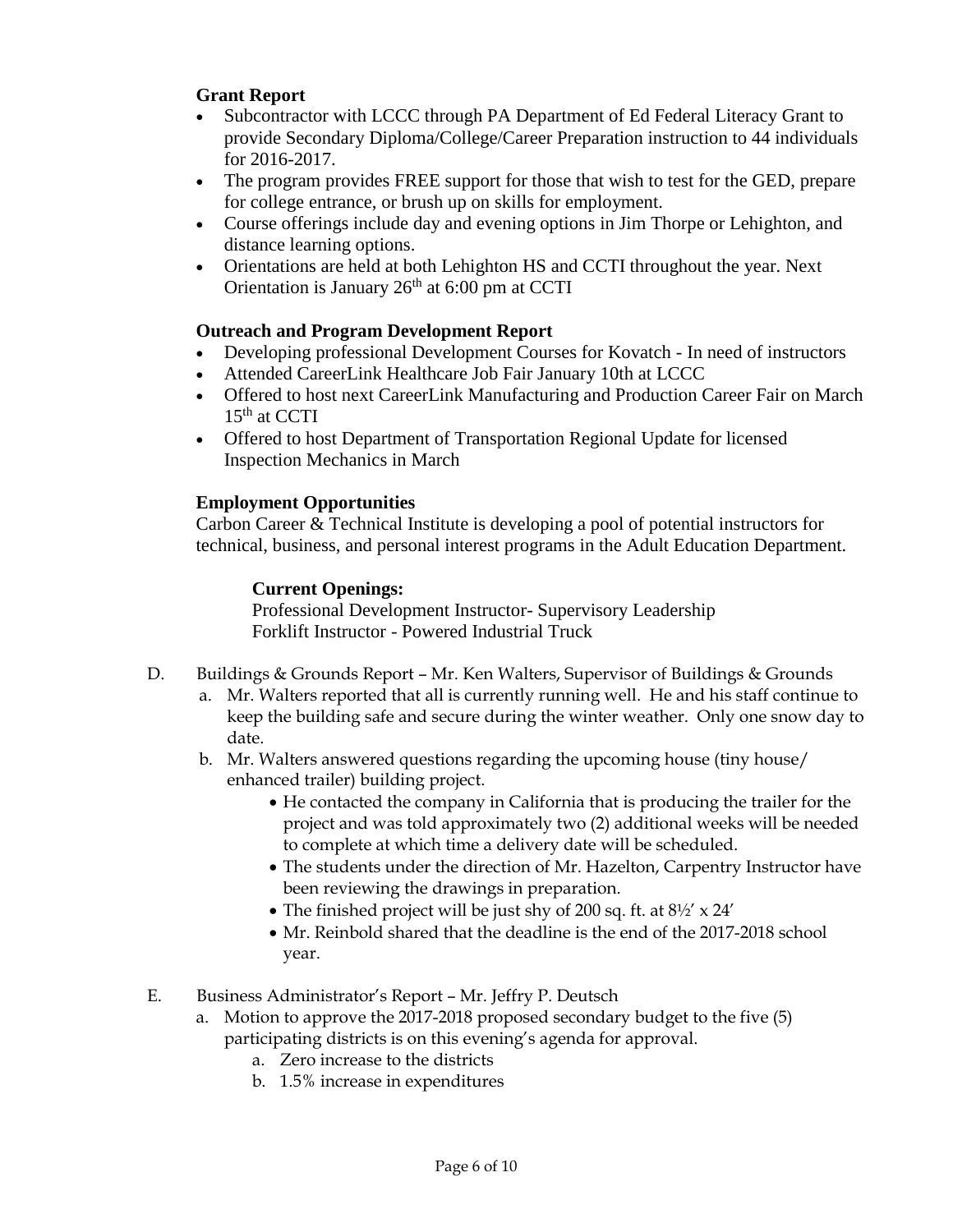**Grant Report**

- Subcontractor with LCCC through PA Department of Ed Federal Literacy Grant to provide Secondary Diploma/College/Career Preparation instruction to 44 individuals for 2016-2017.
- The program provides FREE support for those that wish to test for the GED, prepare for college entrance, or brush up on skills for employment.
- Course offerings include day and evening options in Jim Thorpe or Lehighton, and distance learning options.
- Orientations are held at both Lehighton HS and CCTI throughout the year. Next Orientation is January 26th at 6:00 pm at CCTI

**Outreach and Program Development Report**

- Developing professional Development Courses for Kovatch - In need of instructors
- Attended CareerLink Healthcare Job Fair January 10th at LCCC
- Offered to host next CareerLink Manufacturing and Production Career Fair on March 15th at CCTI
- Offered to host Department of Transportation Regional Update for licensed Inspection Mechanics in March

**Employment Opportunities**

Carbon Career & Technical Institute is developing a pool of potential instructors for technical, business, and personal interest programs in the Adult Education Department.

**Current Openings:**

Professional Development Instructor- Supervisory Leadership
Forklift Instructor - Powered Industrial Truck

D. Buildings & Grounds Report – Mr. Ken Walters, Supervisor of Buildings & Grounds
  a. Mr. Walters reported that all is currently running well. He and his staff continue to keep the building safe and secure during the winter weather. Only one snow day to date.
  b. Mr. Walters answered questions regarding the upcoming house (tiny house/ enhanced trailer) building project.
    - He contacted the company in California that is producing the trailer for the project and was told approximately two (2) additional weeks will be needed to complete at which time a delivery date will be scheduled.
    - The students under the direction of Mr. Hazelton, Carpentry Instructor have been reviewing the drawings in preparation.
    - The finished project will be just shy of 200 sq. ft. at 8½′ x 24′
    - Mr. Reinbold shared that the deadline is the end of the 2017-2018 school year.

E. Business Administrator's Report – Mr. Jeffry P. Deutsch
  a. Motion to approve the 2017-2018 proposed secondary budget to the five (5) participating districts is on this evening's agenda for approval.
    a. Zero increase to the districts
    b. 1.5% increase in expenditures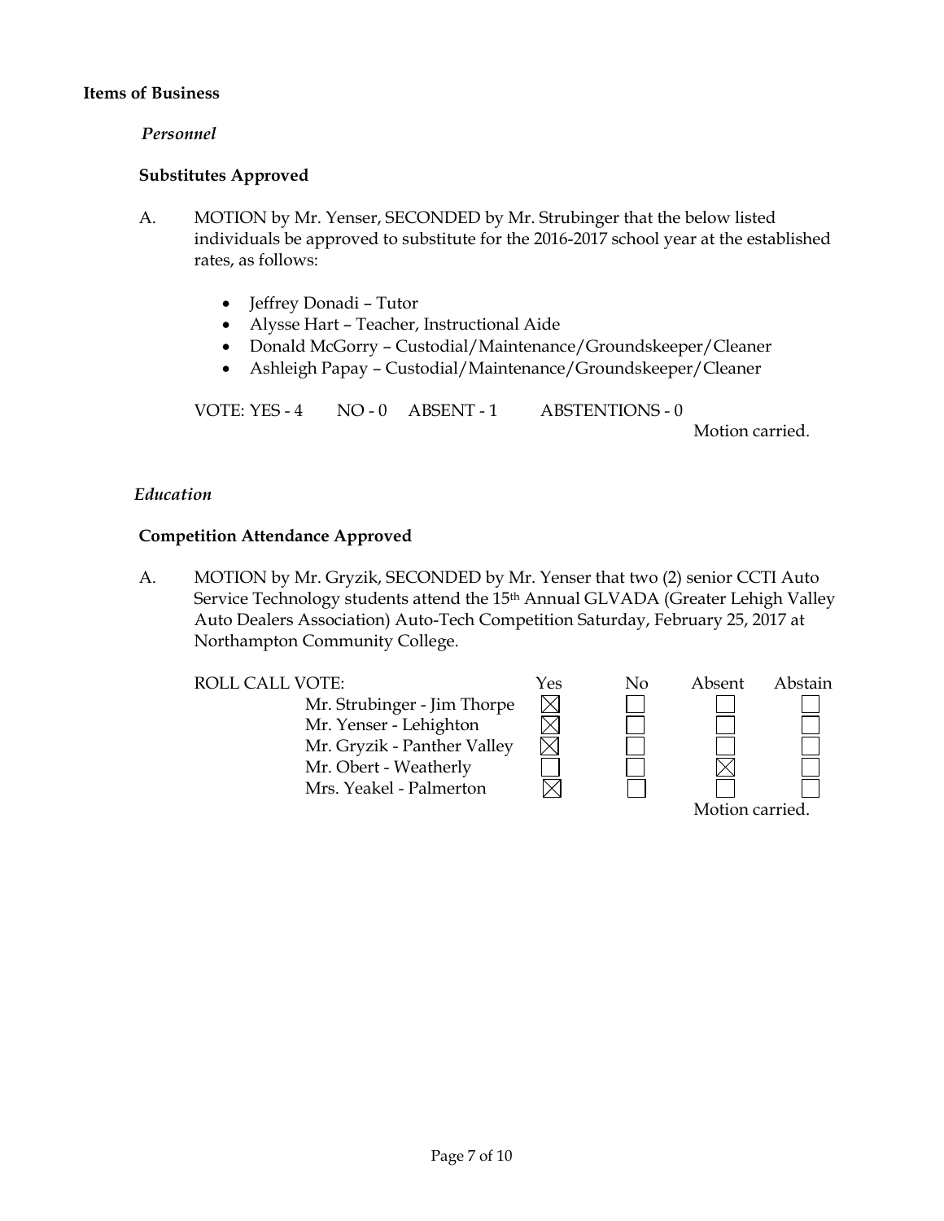**Items of Business**

*Personnel*

**Substitutes Approved**

A. MOTION by Mr. Yenser, SECONDED by Mr. Strubinger that the below listed individuals be approved to substitute for the 2016-2017 school year at the established rates, as follows:

- Jeffrey Donadi – Tutor
- Alysse Hart – Teacher, Instructional Aide
- Donald McGorry – Custodial/Maintenance/Groundskeeper/Cleaner
- Ashleigh Papay – Custodial/Maintenance/Groundskeeper/Cleaner

VOTE: YES - 4 NO - 0 ABSENT - 1 ABSTENTIONS - 0

Motion carried.

*Education*

**Competition Attendance Approved**

A. MOTION by Mr. Gryzik, SECONDED by Mr. Yenser that two (2) senior CCTI Auto Service Technology students attend the 15th Annual GLVADA (Greater Lehigh Valley Auto Dealers Association) Auto-Tech Competition Saturday, February 25, 2017 at Northampton Community College.

ROLL CALL VOTE:

| | Yes | No | Absent | Abstain |
|---|---|---|---|---|
| Mr. Strubinger - Jim Thorpe | ☒ | ☐ | ☐ | ☐ |
| Mr. Yenser - Lehighton | ☒ | ☐ | ☐ | ☐ |
| Mr. Gryzik - Panther Valley | ☒ | ☐ | ☐ | ☐ |
| Mr. Obert - Weatherly | ☐ | ☐ | ☒ | ☐ |
| Mrs. Yeakel - Palmerton | ☒ | ☐ | ☐ | ☐ |

Motion carried.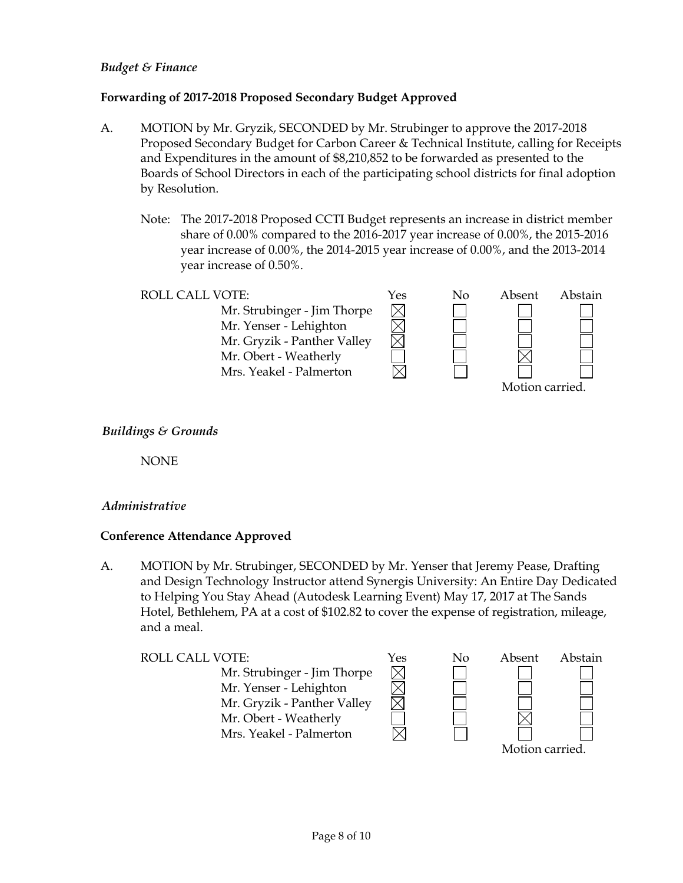*Budget & Finance*

**Forwarding of 2017-2018 Proposed Secondary Budget Approved**

A. MOTION by Mr. Gryzik, SECONDED by Mr. Strubinger to approve the 2017-2018 Proposed Secondary Budget for Carbon Career & Technical Institute, calling for Receipts and Expenditures in the amount of $8,210,852 to be forwarded as presented to the Boards of School Directors in each of the participating school districts for final adoption by Resolution.

Note: The 2017-2018 Proposed CCTI Budget represents an increase in district member share of 0.00% compared to the 2016-2017 year increase of 0.00%, the 2015-2016 year increase of 0.00%, the 2014-2015 year increase of 0.00%, and the 2013-2014 year increase of 0.50%.

| ROLL CALL VOTE: | Yes | No | Absent | Abstain |
|---|---|---|---|---|
| Mr. Strubinger - Jim Thorpe | ☒ | ☐ | ☐ | ☐ |
| Mr. Yenser - Lehighton | ☒ | ☐ | ☐ | ☐ |
| Mr. Gryzik - Panther Valley | ☒ | ☐ | ☐ | ☐ |
| Mr. Obert - Weatherly | ☐ | ☐ | ☒ | ☐ |
| Mrs. Yeakel - Palmerton | ☒ | ☐ | ☐ | ☐ |

Motion carried.

*Buildings & Grounds*

NONE

*Administrative*

**Conference Attendance Approved**

A. MOTION by Mr. Strubinger, SECONDED by Mr. Yenser that Jeremy Pease, Drafting and Design Technology Instructor attend Synergis University: An Entire Day Dedicated to Helping You Stay Ahead (Autodesk Learning Event) May 17, 2017 at The Sands Hotel, Bethlehem, PA at a cost of $102.82 to cover the expense of registration, mileage, and a meal.

| ROLL CALL VOTE: | Yes | No | Absent | Abstain |
|---|---|---|---|---|
| Mr. Strubinger - Jim Thorpe | ☒ | ☐ | ☐ | ☐ |
| Mr. Yenser - Lehighton | ☒ | ☐ | ☐ | ☐ |
| Mr. Gryzik - Panther Valley | ☒ | ☐ | ☐ | ☐ |
| Mr. Obert - Weatherly | ☐ | ☐ | ☒ | ☐ |
| Mrs. Yeakel - Palmerton | ☒ | ☐ | ☐ | ☐ |

Motion carried.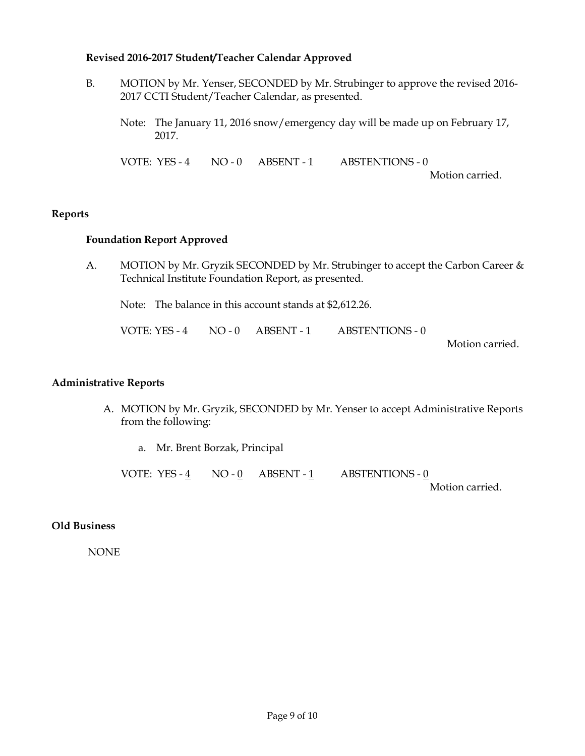### Revised 2016-2017 Student/Teacher Calendar Approved

B. MOTION by Mr. Yenser, SECONDED by Mr. Strubinger to approve the revised 2016-2017 CCTI Student/Teacher Calendar, as presented.

Note: The January 11, 2016 snow/emergency day will be made up on February 17, 2017.

VOTE: YES - 4 NO - 0 ABSENT - 1 ABSTENTIONS - 0

Motion carried.

## Reports

### Foundation Report Approved

A. MOTION by Mr. Gryzik SECONDED by Mr. Strubinger to accept the Carbon Career & Technical Institute Foundation Report, as presented.

Note: The balance in this account stands at $2,612.26.

VOTE: YES - 4 NO - 0 ABSENT - 1 ABSTENTIONS - 0

Motion carried.

## Administrative Reports

A. MOTION by Mr. Gryzik, SECONDED by Mr. Yenser to accept Administrative Reports from the following:

a. Mr. Brent Borzak, Principal

VOTE: YES - 4 NO - 0 ABSENT - 1 ABSTENTIONS - 0

Motion carried.

## Old Business

NONE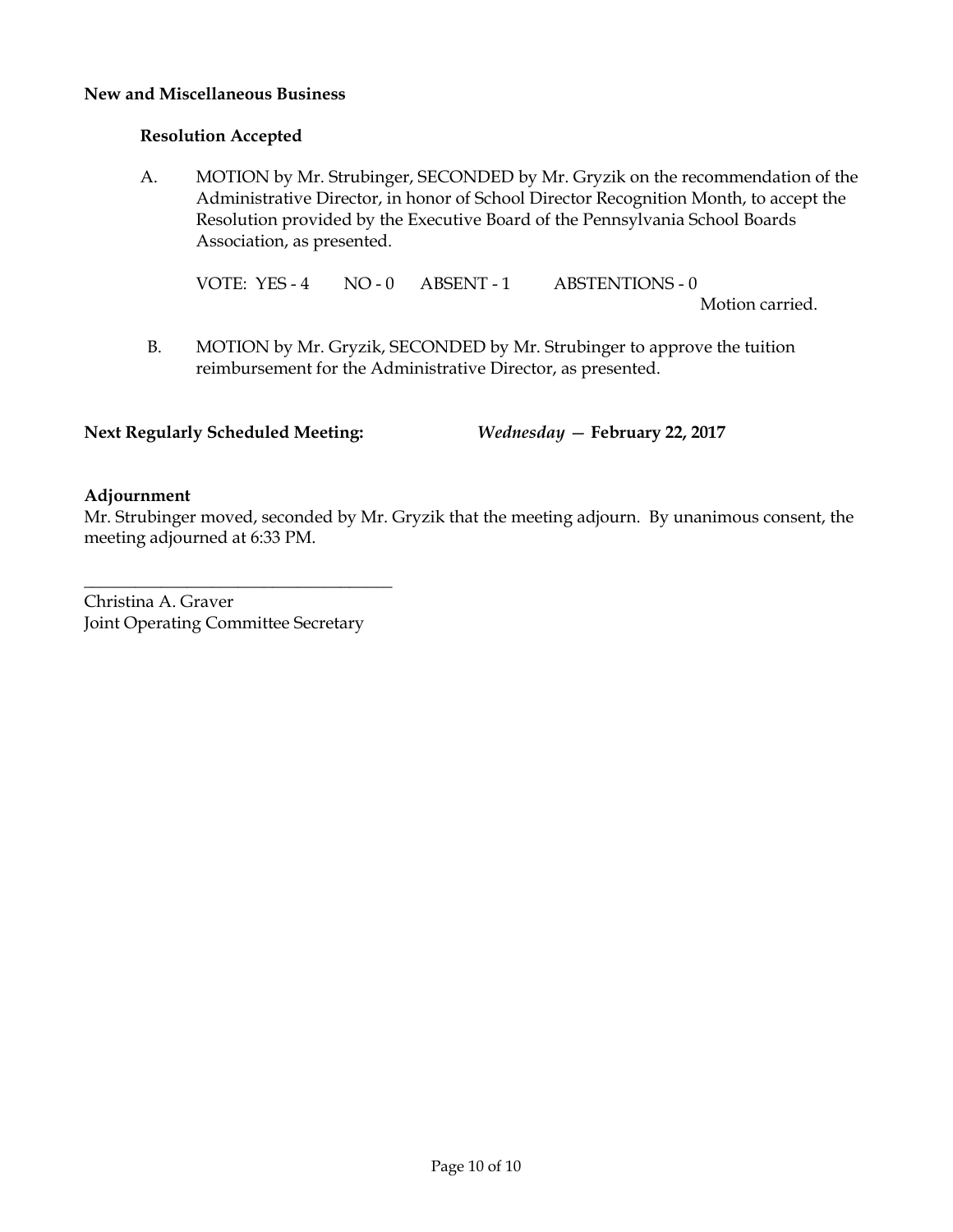**New and Miscellaneous Business**

**Resolution Accepted**

A. MOTION by Mr. Strubinger, SECONDED by Mr. Gryzik on the recommendation of the Administrative Director, in honor of School Director Recognition Month, to accept the Resolution provided by the Executive Board of the Pennsylvania School Boards Association, as presented.

VOTE: YES - 4 NO - 0 ABSENT - 1 ABSTENTIONS - 0

Motion carried.

B. MOTION by Mr. Gryzik, SECONDED by Mr. Strubinger to approve the tuition reimbursement for the Administrative Director, as presented.

**Next Regularly Scheduled Meeting:** *Wednesday* — **February 22, 2017**

**Adjournment**

Mr. Strubinger moved, seconded by Mr. Gryzik that the meeting adjourn. By unanimous consent, the meeting adjourned at 6:33 PM.

\_\_\_\_\_\_\_\_\_\_\_\_\_\_\_\_\_\_\_\_\_\_\_\_\_\_\_\_\_\_\_\_\_\_\_\_

Christina A. Graver
Joint Operating Committee Secretary